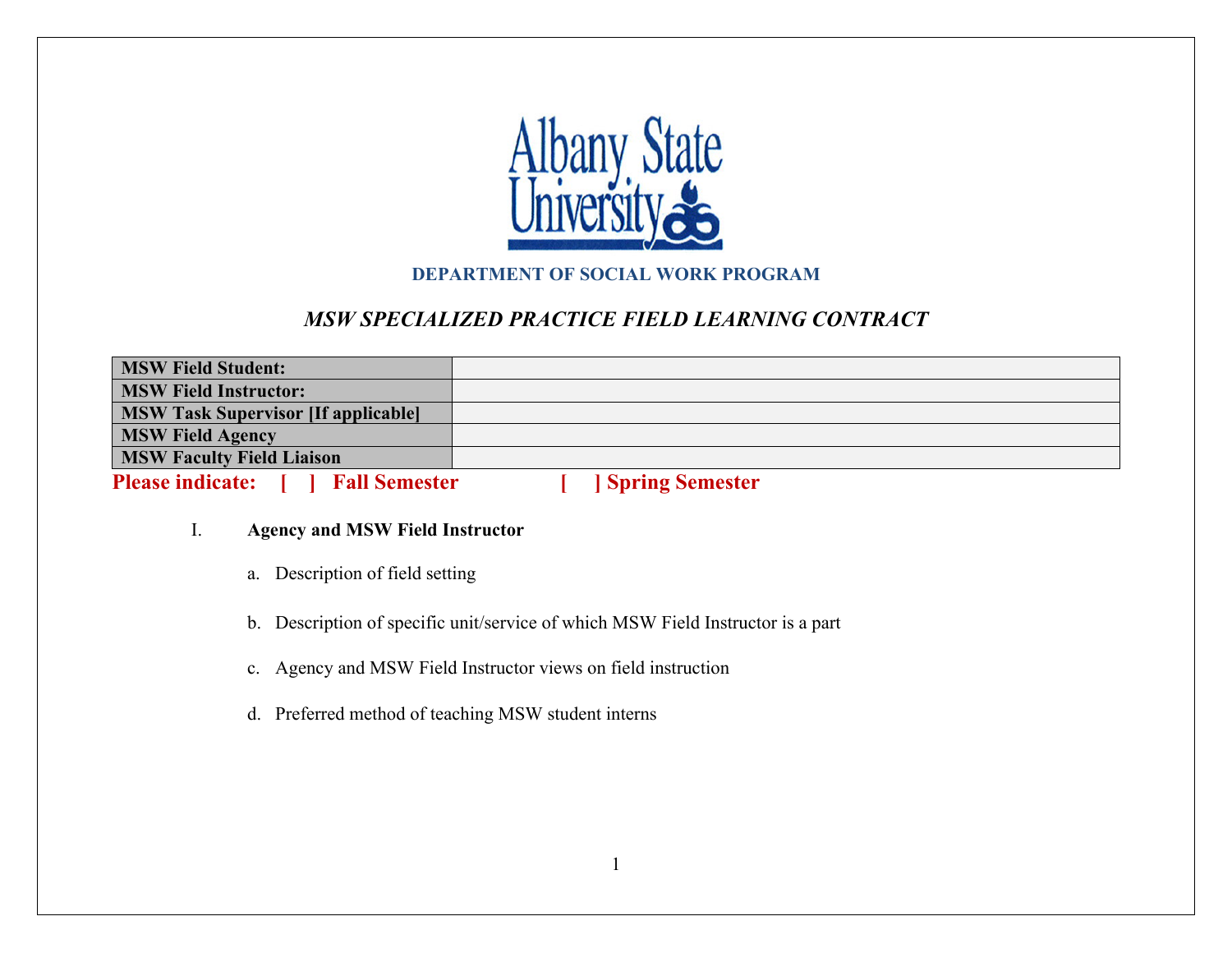Albany State University

**DEPARTMENT OF SOCIAL WORK PROGRAM**

## *MSW SPECIALIZED PRACTICE FIELD LEARNING CONTRACT*

| **MSW Field Student:** | |
|---|---|
| **MSW Field Instructor:** | |
| **MSW Task Supervisor [If applicable]** | |
| **MSW Field Agency** | |
| **MSW Faculty Field Liaison** | |

**Please indicate: [ ] Fall Semester [ ] Spring Semester**

I. **Agency and MSW Field Instructor**

a. Description of field setting

b. Description of specific unit/service of which MSW Field Instructor is a part

c. Agency and MSW Field Instructor views on field instruction

d. Preferred method of teaching MSW student interns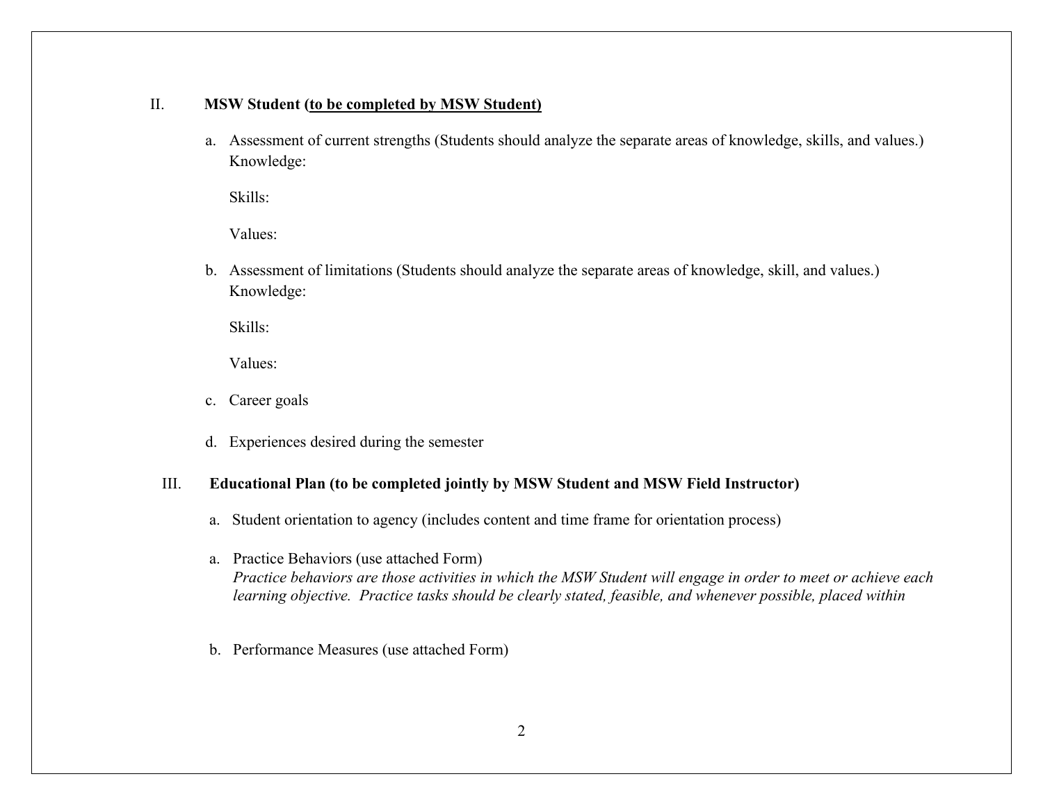II. **MSW Student (<u>to be completed by MSW Student)</u>**

a. Assessment of current strengths (Students should analyze the separate areas of knowledge, skills, and values.)
Knowledge:

Skills:

Values:

b. Assessment of limitations (Students should analyze the separate areas of knowledge, skill, and values.)
Knowledge:

Skills:

Values:

c. Career goals

d. Experiences desired during the semester

III. **Educational Plan (to be completed jointly by MSW Student and MSW Field Instructor)**

a. Student orientation to agency (includes content and time frame for orientation process)

a. Practice Behaviors (use attached Form)
*Practice behaviors are those activities in which the MSW Student will engage in order to meet or achieve each learning objective. Practice tasks should be clearly stated, feasible, and whenever possible, placed within*

b. Performance Measures (use attached Form)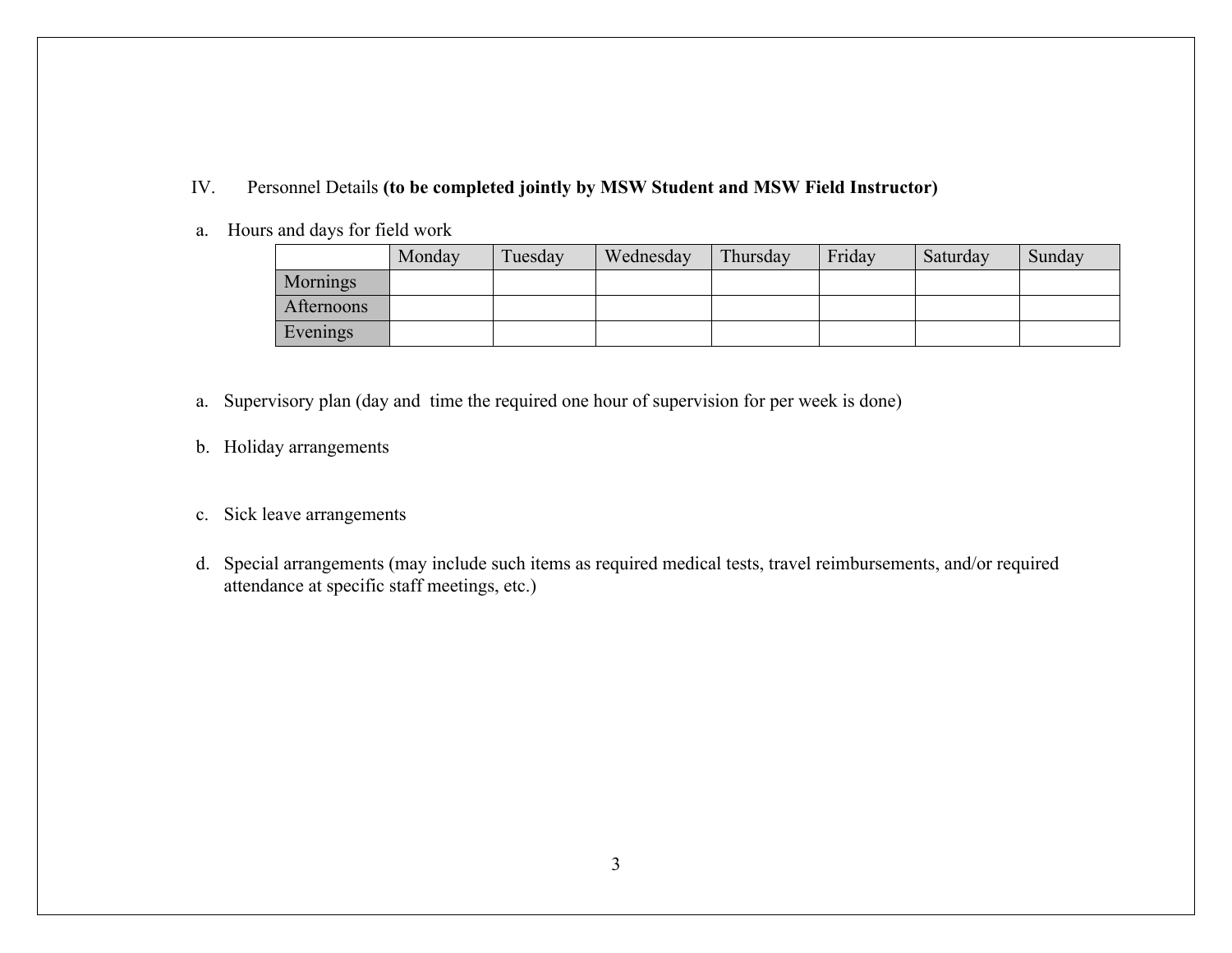IV. Personnel Details **(to be completed jointly by MSW Student and MSW Field Instructor)**

a. Hours and days for field work

| | Monday | Tuesday | Wednesday | Thursday | Friday | Saturday | Sunday |
|---|---|---|---|---|---|---|---|
| Mornings | | | | | | | |
| Afternoons | | | | | | | |
| Evenings | | | | | | | |

a. Supervisory plan (day and time the required one hour of supervision for per week is done)

b. Holiday arrangements

c. Sick leave arrangements

d. Special arrangements (may include such items as required medical tests, travel reimbursements, and/or required attendance at specific staff meetings, etc.)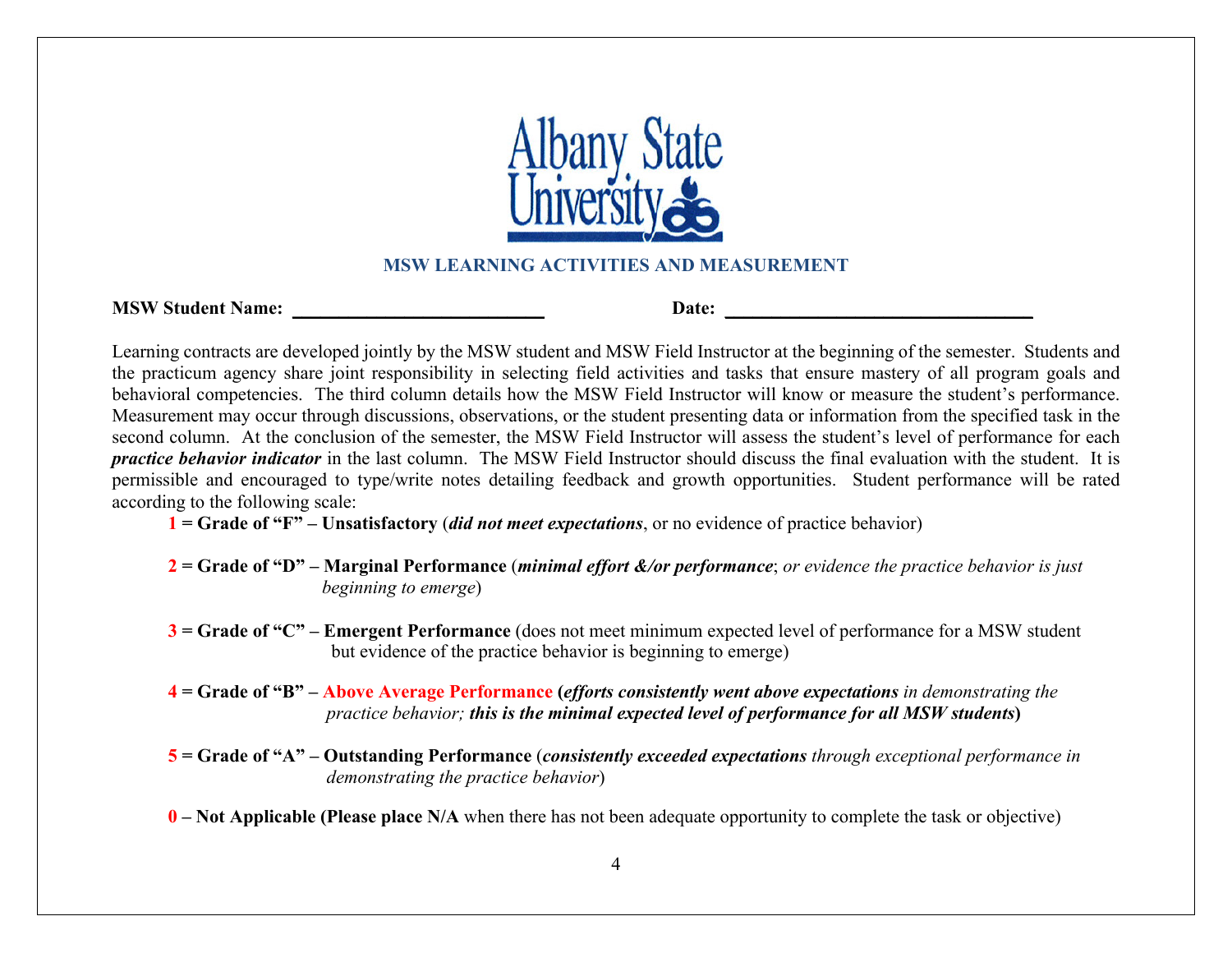Albany State University

## MSW LEARNING ACTIVITIES AND MEASUREMENT

**MSW Student Name:** ___________________________ **Date:** _________________________________

Learning contracts are developed jointly by the MSW student and MSW Field Instructor at the beginning of the semester. Students and the practicum agency share joint responsibility in selecting field activities and tasks that ensure mastery of all program goals and behavioral competencies. The third column details how the MSW Field Instructor will know or measure the student's performance. Measurement may occur through discussions, observations, or the student presenting data or information from the specified task in the second column. At the conclusion of the semester, the MSW Field Instructor will assess the student's level of performance for each ***practice behavior indicator*** in the last column. The MSW Field Instructor should discuss the final evaluation with the student. It is permissible and encouraged to type/write notes detailing feedback and growth opportunities. Student performance will be rated according to the following scale:

**1 = Grade of "F" – Unsatisfactory** (***did not meet expectations***, or no evidence of practice behavior)

**2 = Grade of "D" – Marginal Performance** (***minimal effort &/or performance***; *or evidence the practice behavior is just beginning to emerge*)

**3 = Grade of "C" – Emergent Performance** (does not meet minimum expected level of performance for a MSW student but evidence of the practice behavior is beginning to emerge)

**4 = Grade of "B" – Above Average Performance (*****efforts consistently went above expectations*** *in demonstrating the practice behavior;* ***this is the minimal expected level of performance for all MSW students*****)**

**5 = Grade of "A" – Outstanding Performance** (***consistently exceeded expectations*** *through exceptional performance in demonstrating the practice behavior*)

**0 – Not Applicable (Please place N/A** when there has not been adequate opportunity to complete the task or objective)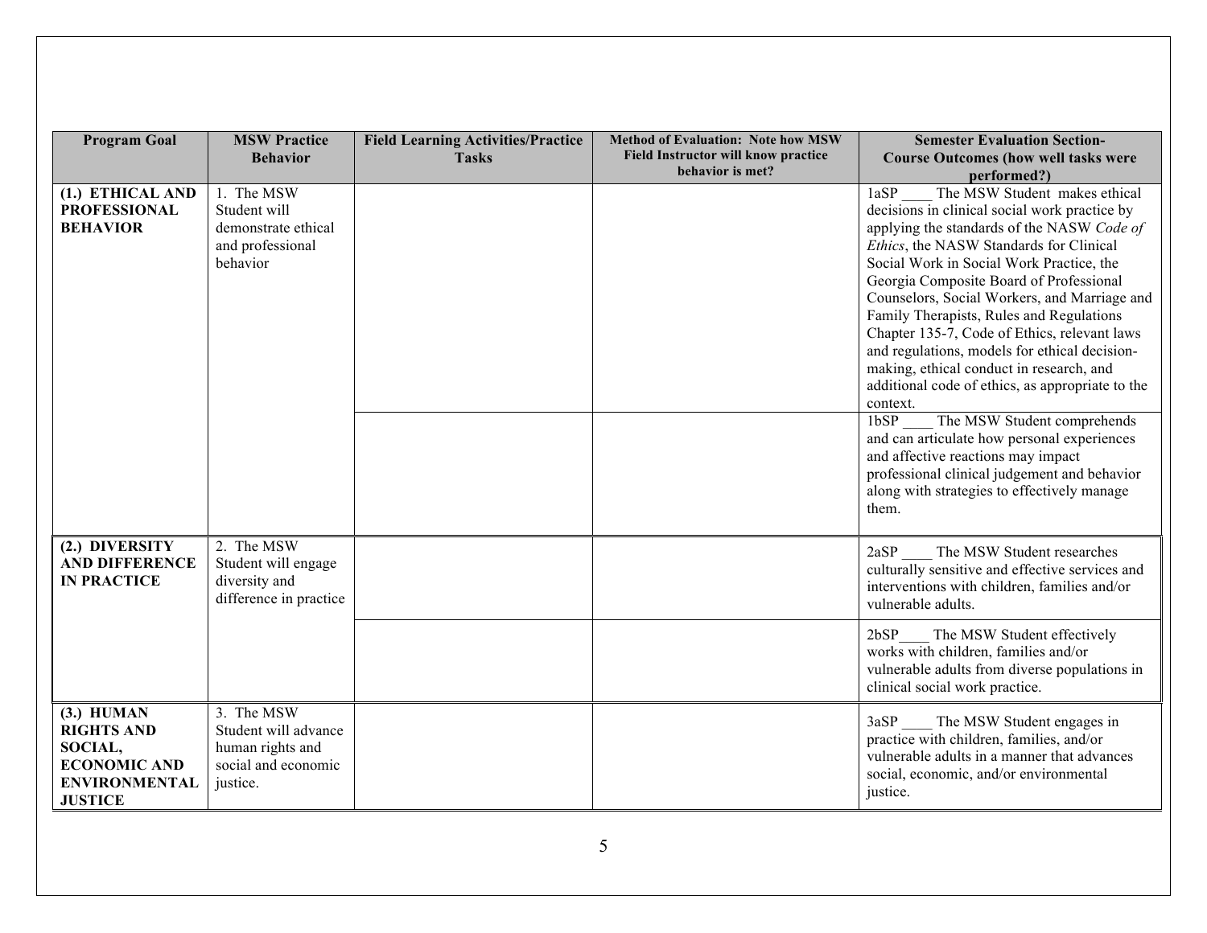| Program Goal | MSW Practice Behavior | Field Learning Activities/Practice Tasks | Method of Evaluation: Note how MSW Field Instructor will know practice behavior is met? | Semester Evaluation Section- Course Outcomes (how well tasks were performed?) |
|---|---|---|---|---|
| **(1.) ETHICAL AND PROFESSIONAL BEHAVIOR** | 1. The MSW Student will demonstrate ethical and professional behavior | | | 1aSP ____ The MSW Student makes ethical decisions in clinical social work practice by applying the standards of the NASW *Code of Ethics*, the NASW Standards for Clinical Social Work in Social Work Practice, the Georgia Composite Board of Professional Counselors, Social Workers, and Marriage and Family Therapists, Rules and Regulations Chapter 135-7, Code of Ethics, relevant laws and regulations, models for ethical decision-making, ethical conduct in research, and additional code of ethics, as appropriate to the context. |
| | | | | 1bSP ____ The MSW Student comprehends and can articulate how personal experiences and affective reactions may impact professional clinical judgement and behavior along with strategies to effectively manage them. |
| **(2.) DIVERSITY AND DIFFERENCE IN PRACTICE** | 2. The MSW Student will engage diversity and difference in practice | | | 2aSP ____ The MSW Student researches culturally sensitive and effective services and interventions with children, families and/or vulnerable adults. |
| | | | | 2bSP____ The MSW Student effectively works with children, families and/or vulnerable adults from diverse populations in clinical social work practice. |
| **(3.) HUMAN RIGHTS AND SOCIAL, ECONOMIC AND ENVIRONMENTAL JUSTICE** | 3. The MSW Student will advance human rights and social and economic justice. | | | 3aSP ____ The MSW Student engages in practice with children, families, and/or vulnerable adults in a manner that advances social, economic, and/or environmental justice. |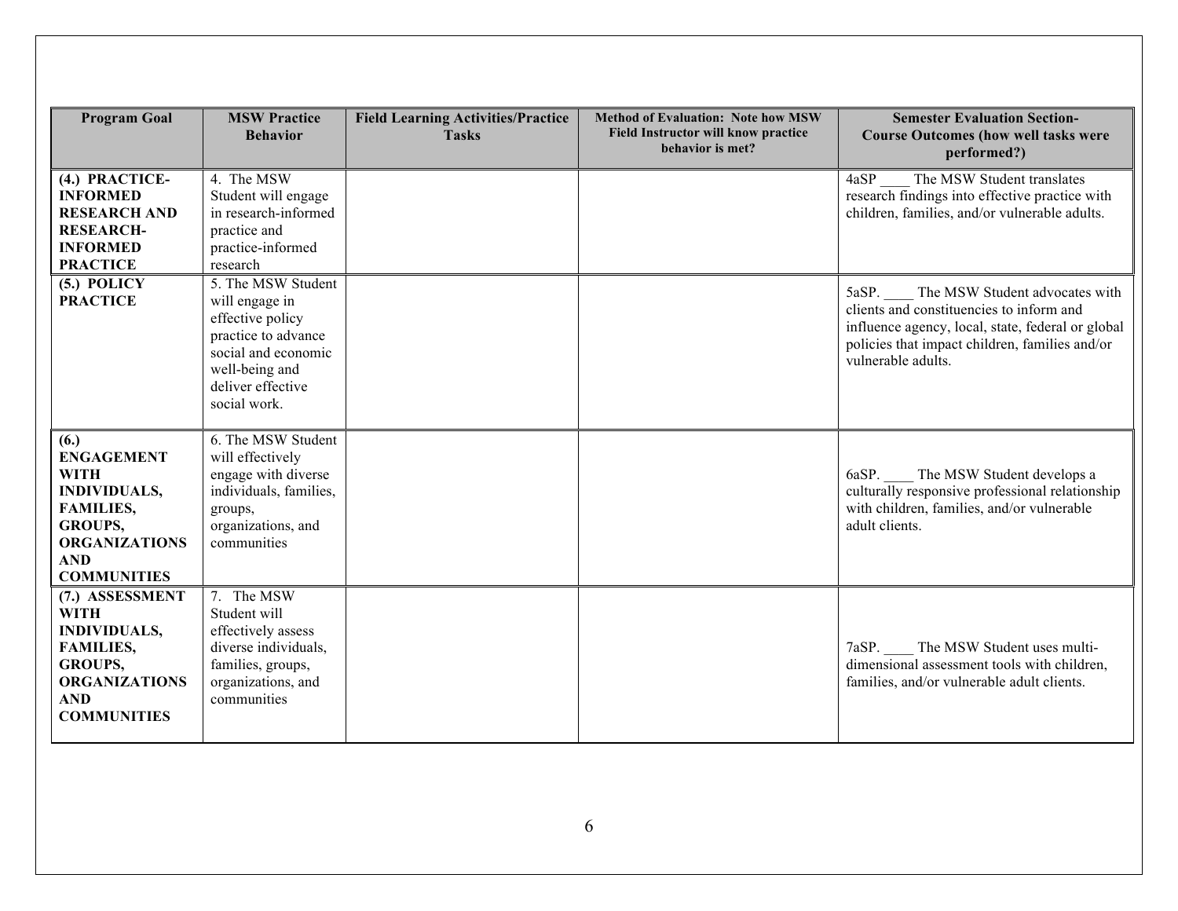| Program Goal | MSW Practice Behavior | Field Learning Activities/Practice Tasks | Method of Evaluation: Note how MSW Field Instructor will know practice behavior is met? | Semester Evaluation Section- Course Outcomes (how well tasks were performed?) |
|---|---|---|---|---|
| **(4.) PRACTICE-INFORMED RESEARCH AND RESEARCH-INFORMED PRACTICE** | 4. The MSW Student will engage in research-informed practice and practice-informed research | | | 4aSP ____ The MSW Student translates research findings into effective practice with children, families, and/or vulnerable adults. |
| **(5.) POLICY PRACTICE** | 5. The MSW Student will engage in effective policy practice to advance social and economic well-being and deliver effective social work. | | | 5aSP. ____ The MSW Student advocates with clients and constituencies to inform and influence agency, local, state, federal or global policies that impact children, families and/or vulnerable adults. |
| **(6.) ENGAGEMENT WITH INDIVIDUALS, FAMILIES, GROUPS, ORGANIZATIONS AND COMMUNITIES** | 6. The MSW Student will effectively engage with diverse individuals, families, groups, organizations, and communities | | | 6aSP. ____ The MSW Student develops a culturally responsive professional relationship with children, families, and/or vulnerable adult clients. |
| **(7.) ASSESSMENT WITH INDIVIDUALS, FAMILIES, GROUPS, ORGANIZATIONS AND COMMUNITIES** | 7. The MSW Student will effectively assess diverse individuals, families, groups, organizations, and communities | | | 7aSP. ____ The MSW Student uses multi-dimensional assessment tools with children, families, and/or vulnerable adult clients. |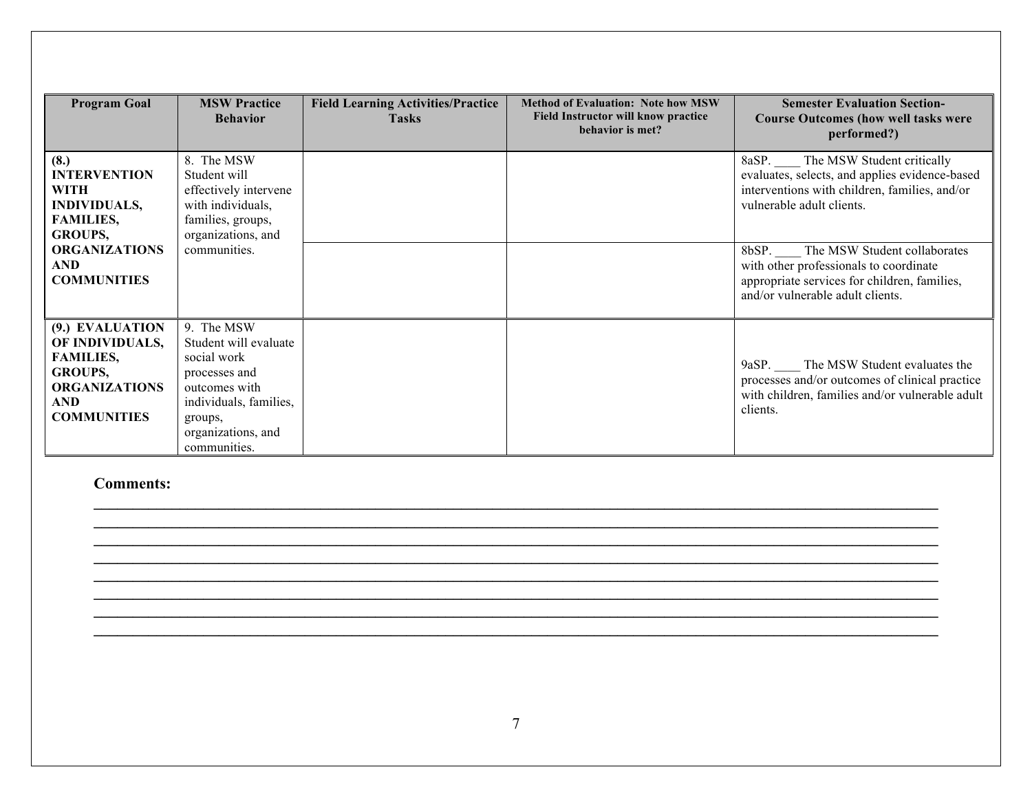| Program Goal | MSW Practice Behavior | Field Learning Activities/Practice Tasks | Method of Evaluation: Note how MSW Field Instructor will know practice behavior is met? | Semester Evaluation Section- Course Outcomes (how well tasks were performed?) |
|---|---|---|---|---|
| **(8.) INTERVENTION WITH INDIVIDUALS, FAMILIES, GROUPS, ORGANIZATIONS AND COMMUNITIES** | 8. The MSW Student will effectively intervene with individuals, families, groups, organizations, and communities. | | | 8aSP. ____ The MSW Student critically evaluates, selects, and applies evidence-based interventions with children, families, and/or vulnerable adult clients. |
| | | | | 8bSP. ____ The MSW Student collaborates with other professionals to coordinate appropriate services for children, families, and/or vulnerable adult clients. |
| **(9.) EVALUATION OF INDIVIDUALS, FAMILIES, GROUPS, ORGANIZATIONS AND COMMUNITIES** | 9. The MSW Student will evaluate social work processes and outcomes with individuals, families, groups, organizations, and communities. | | | 9aSP. ____ The MSW Student evaluates the processes and/or outcomes of clinical practice with children, families and/or vulnerable adult clients. |

**Comments:**

________________________________________________________________________________________________________________________

________________________________________________________________________________________________________________________

________________________________________________________________________________________________________________________

________________________________________________________________________________________________________________________

________________________________________________________________________________________________________________________

________________________________________________________________________________________________________________________

________________________________________________________________________________________________________________________

________________________________________________________________________________________________________________________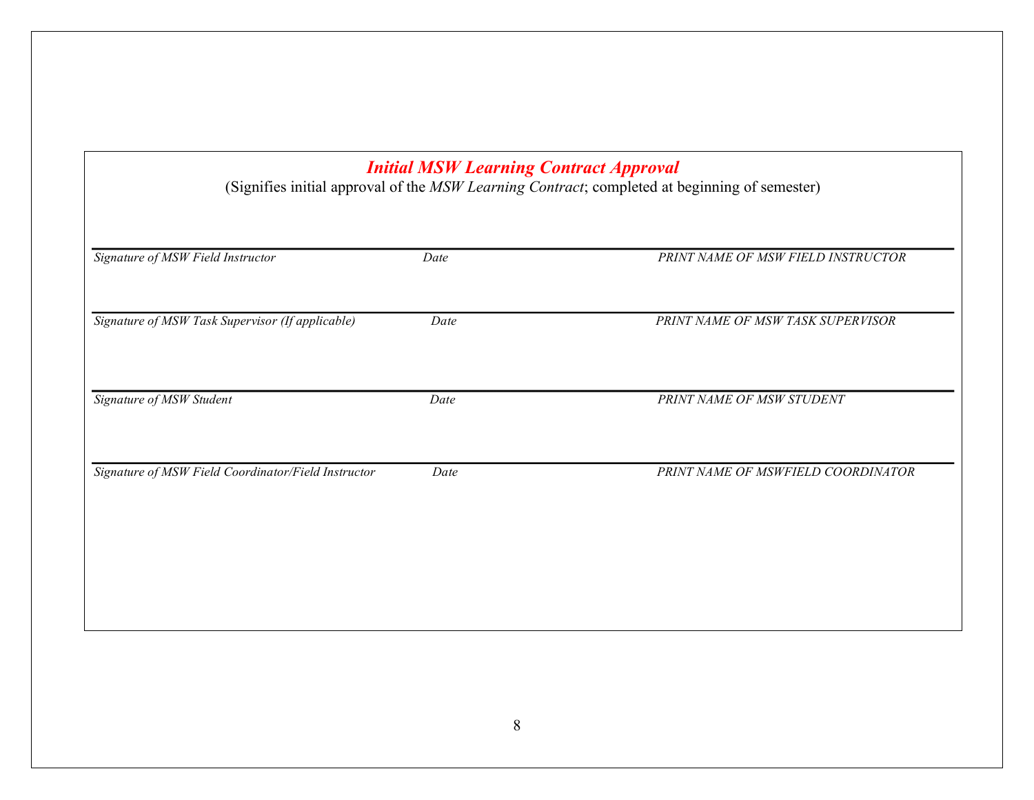### ***Initial MSW Learning Contract Approval***

(Signifies initial approval of the *MSW Learning Contract*; completed at beginning of semester)

| | | |
|---|---|---|
| *Signature of MSW Field Instructor* | *Date* | *PRINT NAME OF MSW FIELD INSTRUCTOR* |
| *Signature of MSW Task Supervisor (If applicable)* | *Date* | *PRINT NAME OF MSW TASK SUPERVISOR* |
| *Signature of MSW Student* | *Date* | *PRINT NAME OF MSW STUDENT* |
| *Signature of MSW Field Coordinator/Field Instructor* | *Date* | *PRINT NAME OF MSWFIELD COORDINATOR* |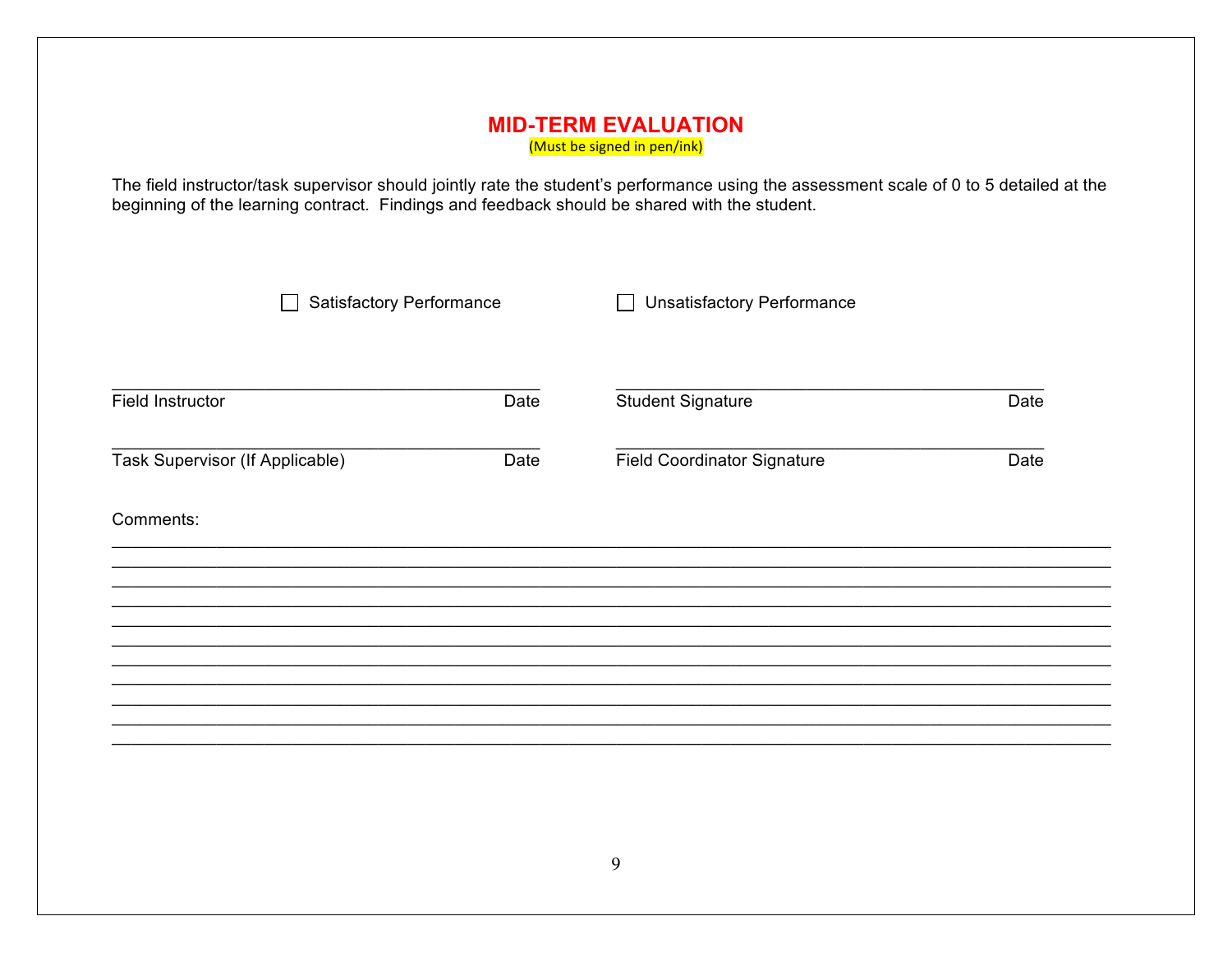# MID-TERM EVALUATION

(Must be signed in pen/ink)

The field instructor/task supervisor should jointly rate the student's performance using the assessment scale of 0 to 5 detailed at the beginning of the learning contract. Findings and feedback should be shared with the student.

☐ Satisfactory Performance ☐ Unsatisfactory Performance

| | | | |
|---|---|---|---|
| ______________________________ | | ______________________________ | |
| Field Instructor | Date | Student Signature | Date |
| ______________________________ | | ______________________________ | |
| Task Supervisor (If Applicable) | Date | Field Coordinator Signature | Date |

Comments:

_______________________________________________________________________________
_______________________________________________________________________________
_______________________________________________________________________________
_______________________________________________________________________________
_______________________________________________________________________________
_______________________________________________________________________________
_______________________________________________________________________________
_______________________________________________________________________________
_______________________________________________________________________________
_______________________________________________________________________________
_______________________________________________________________________________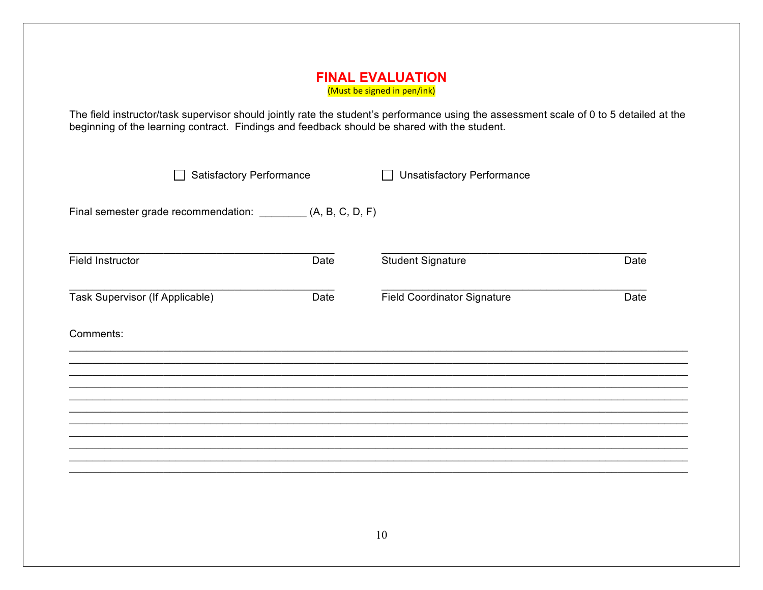# FINAL EVALUATION

(Must be signed in pen/ink)

The field instructor/task supervisor should jointly rate the student's performance using the assessment scale of 0 to 5 detailed at the beginning of the learning contract. Findings and feedback should be shared with the student.

☐ Satisfactory Performance ☐ Unsatisfactory Performance

Final semester grade recommendation: ________ (A, B, C, D, F)

_______________________________________ 
Field Instructor Date

_______________________________________ 
Student Signature Date

_______________________________________ 
Task Supervisor (If Applicable) Date

_______________________________________ 
Field Coordinator Signature Date

Comments:

___________________________________________________________________________________________
___________________________________________________________________________________________
___________________________________________________________________________________________
___________________________________________________________________________________________
___________________________________________________________________________________________
___________________________________________________________________________________________
___________________________________________________________________________________________
___________________________________________________________________________________________
___________________________________________________________________________________________
___________________________________________________________________________________________
___________________________________________________________________________________________